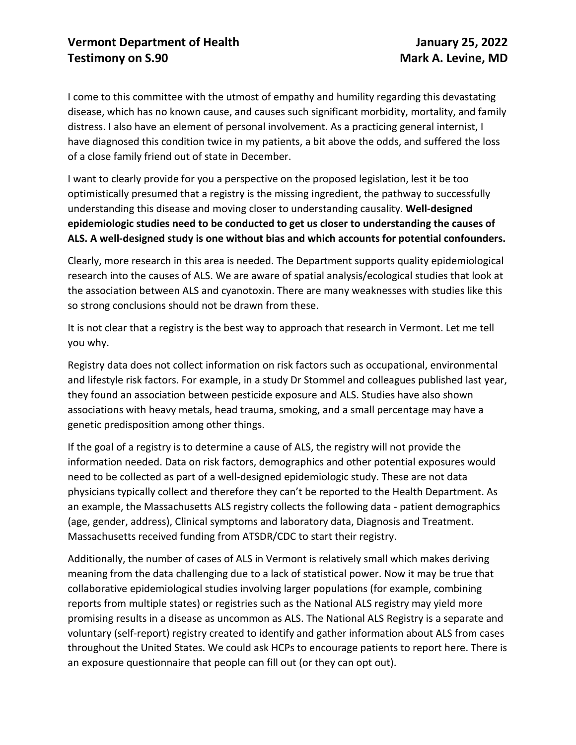**Vermont Department of Health** **January 25, 2022**
**Testimony on S.90** **Mark A. Levine, MD**

I come to this committee with the utmost of empathy and humility regarding this devastating disease, which has no known cause, and causes such significant morbidity, mortality, and family distress. I also have an element of personal involvement. As a practicing general internist, I have diagnosed this condition twice in my patients, a bit above the odds, and suffered the loss of a close family friend out of state in December.

I want to clearly provide for you a perspective on the proposed legislation, lest it be too optimistically presumed that a registry is the missing ingredient, the pathway to successfully understanding this disease and moving closer to understanding causality. **Well-designed epidemiologic studies need to be conducted to get us closer to understanding the causes of ALS. A well-designed study is one without bias and which accounts for potential confounders.**

Clearly, more research in this area is needed. The Department supports quality epidemiological research into the causes of ALS. We are aware of spatial analysis/ecological studies that look at the association between ALS and cyanotoxin. There are many weaknesses with studies like this so strong conclusions should not be drawn from these.

It is not clear that a registry is the best way to approach that research in Vermont. Let me tell you why.

Registry data does not collect information on risk factors such as occupational, environmental and lifestyle risk factors. For example, in a study Dr Stommel and colleagues published last year, they found an association between pesticide exposure and ALS. Studies have also shown associations with heavy metals, head trauma, smoking, and a small percentage may have a genetic predisposition among other things.

If the goal of a registry is to determine a cause of ALS, the registry will not provide the information needed. Data on risk factors, demographics and other potential exposures would need to be collected as part of a well-designed epidemiologic study. These are not data physicians typically collect and therefore they can't be reported to the Health Department. As an example, the Massachusetts ALS registry collects the following data - patient demographics (age, gender, address), Clinical symptoms and laboratory data, Diagnosis and Treatment. Massachusetts received funding from ATSDR/CDC to start their registry.

Additionally, the number of cases of ALS in Vermont is relatively small which makes deriving meaning from the data challenging due to a lack of statistical power. Now it may be true that collaborative epidemiological studies involving larger populations (for example, combining reports from multiple states) or registries such as the National ALS registry may yield more promising results in a disease as uncommon as ALS. The National ALS Registry is a separate and voluntary (self-report) registry created to identify and gather information about ALS from cases throughout the United States. We could ask HCPs to encourage patients to report here. There is an exposure questionnaire that people can fill out (or they can opt out).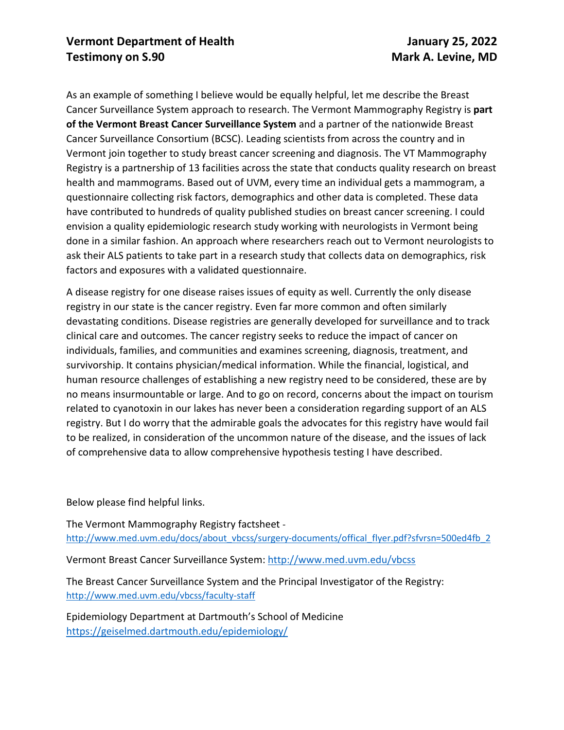As an example of something I believe would be equally helpful, let me describe the Breast Cancer Surveillance System approach to research. The Vermont Mammography Registry is **part of the Vermont Breast Cancer Surveillance System** and a partner of the nationwide Breast Cancer Surveillance Consortium (BCSC). Leading scientists from across the country and in Vermont join together to study breast cancer screening and diagnosis. The VT Mammography Registry is a partnership of 13 facilities across the state that conducts quality research on breast health and mammograms. Based out of UVM, every time an individual gets a mammogram, a questionnaire collecting risk factors, demographics and other data is completed. These data have contributed to hundreds of quality published studies on breast cancer screening. I could envision a quality epidemiologic research study working with neurologists in Vermont being done in a similar fashion. An approach where researchers reach out to Vermont neurologists to ask their ALS patients to take part in a research study that collects data on demographics, risk factors and exposures with a validated questionnaire.

A disease registry for one disease raises issues of equity as well. Currently the only disease registry in our state is the cancer registry. Even far more common and often similarly devastating conditions. Disease registries are generally developed for surveillance and to track clinical care and outcomes. The cancer registry seeks to reduce the impact of cancer on individuals, families, and communities and examines screening, diagnosis, treatment, and survivorship. It contains physician/medical information. While the financial, logistical, and human resource challenges of establishing a new registry need to be considered, these are by no means insurmountable or large. And to go on record, concerns about the impact on tourism related to cyanotoxin in our lakes has never been a consideration regarding support of an ALS registry. But I do worry that the admirable goals the advocates for this registry have would fail to be realized, in consideration of the uncommon nature of the disease, and the issues of lack of comprehensive data to allow comprehensive hypothesis testing I have described.

Below please find helpful links.

The Vermont Mammography Registry factsheet - http://www.med.uvm.edu/docs/about_vbcss/surgery-documents/offical_flyer.pdf?sfvrsn=500ed4fb_2

Vermont Breast Cancer Surveillance System: http://www.med.uvm.edu/vbcss

The Breast Cancer Surveillance System and the Principal Investigator of the Registry: http://www.med.uvm.edu/vbcss/faculty-staff

Epidemiology Department at Dartmouth's School of Medicine https://geiselmed.dartmouth.edu/epidemiology/